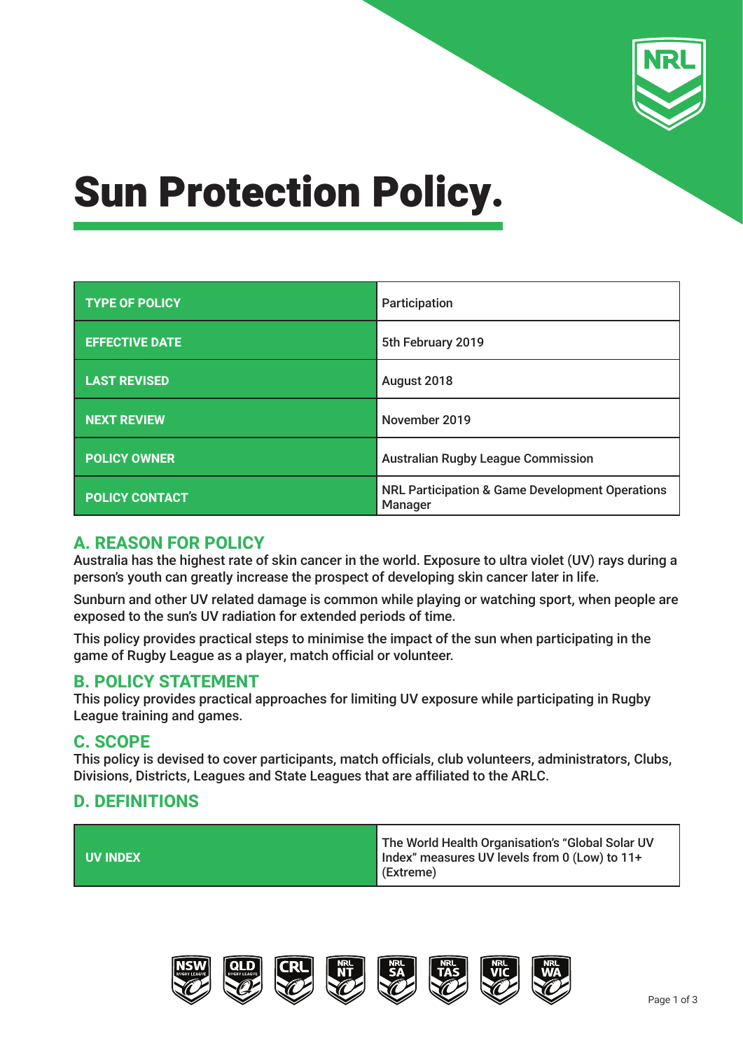# Sun Protection Policy.

| | |
|---|---|
| **TYPE OF POLICY** | Participation |
| **EFFECTIVE DATE** | 5th February 2019 |
| **LAST REVISED** | August 2018 |
| **NEXT REVIEW** | November 2019 |
| **POLICY OWNER** | Australian Rugby League Commission |
| **POLICY CONTACT** | NRL Participation & Game Development Operations Manager |

## A. REASON FOR POLICY

Australia has the highest rate of skin cancer in the world. Exposure to ultra violet (UV) rays during a person's youth can greatly increase the prospect of developing skin cancer later in life.

Sunburn and other UV related damage is common while playing or watching sport, when people are exposed to the sun's UV radiation for extended periods of time.

This policy provides practical steps to minimise the impact of the sun when participating in the game of Rugby League as a player, match official or volunteer.

## B. POLICY STATEMENT

This policy provides practical approaches for limiting UV exposure while participating in Rugby League training and games.

## C. SCOPE

This policy is devised to cover participants, match officials, club volunteers, administrators, Clubs, Divisions, Districts, Leagues and State Leagues that are affiliated to the ARLC.

## D. DEFINITIONS

| | |
|---|---|
| **UV INDEX** | The World Health Organisation's "Global Solar UV Index" measures UV levels from 0 (Low) to 11+ (Extreme) |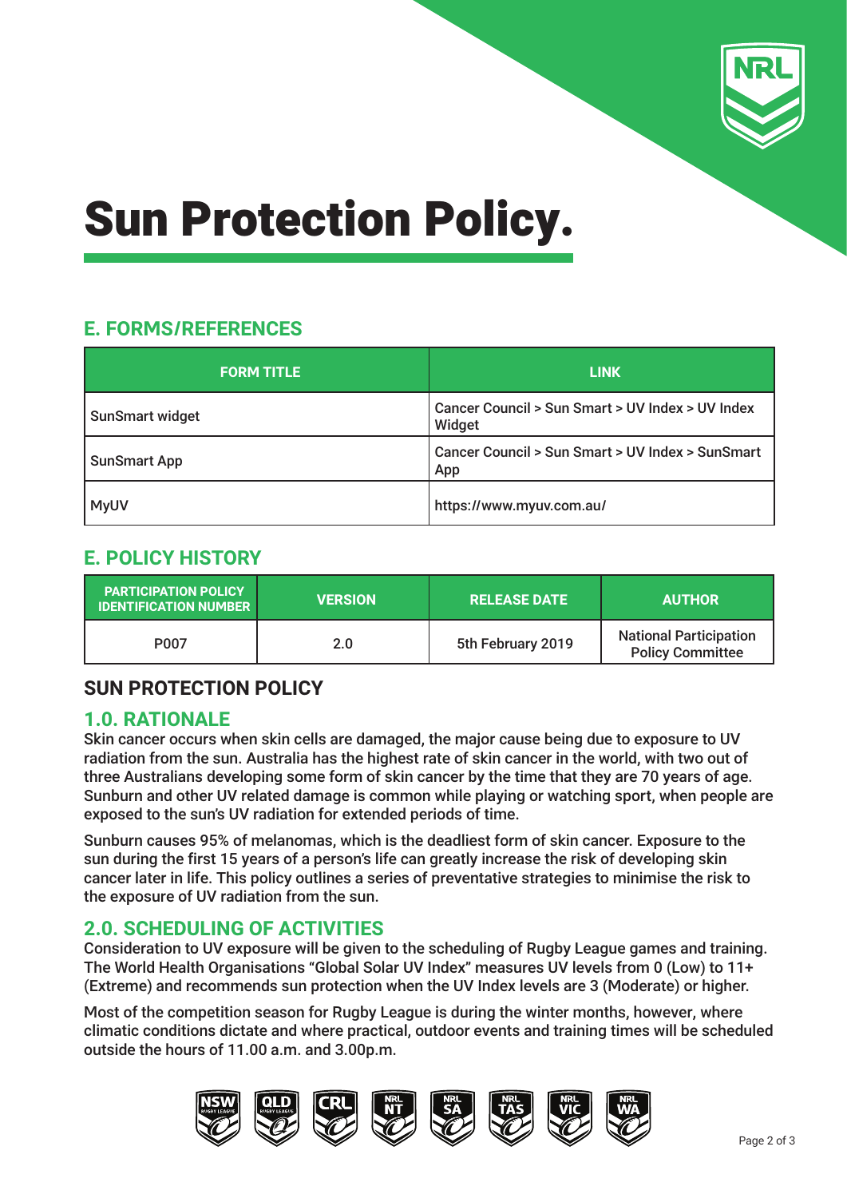# Sun Protection Policy.

## E. FORMS/REFERENCES

| FORM TITLE | LINK |
|---|---|
| SunSmart widget | Cancer Council > Sun Smart > UV Index > UV Index Widget |
| SunSmart App | Cancer Council > Sun Smart > UV Index > SunSmart App |
| MyUV | https://www.myuv.com.au/ |

## E. POLICY HISTORY

| PARTICIPATION POLICY IDENTIFICATION NUMBER | VERSION | RELEASE DATE | AUTHOR |
|---|---|---|---|
| P007 | 2.0 | 5th February 2019 | National Participation Policy Committee |

## SUN PROTECTION POLICY

## 1.0. RATIONALE

Skin cancer occurs when skin cells are damaged, the major cause being due to exposure to UV radiation from the sun. Australia has the highest rate of skin cancer in the world, with two out of three Australians developing some form of skin cancer by the time that they are 70 years of age. Sunburn and other UV related damage is common while playing or watching sport, when people are exposed to the sun's UV radiation for extended periods of time.

Sunburn causes 95% of melanomas, which is the deadliest form of skin cancer. Exposure to the sun during the first 15 years of a person's life can greatly increase the risk of developing skin cancer later in life. This policy outlines a series of preventative strategies to minimise the risk to the exposure of UV radiation from the sun.

## 2.0. SCHEDULING OF ACTIVITIES

Consideration to UV exposure will be given to the scheduling of Rugby League games and training. The World Health Organisations "Global Solar UV Index" measures UV levels from 0 (Low) to 11+ (Extreme) and recommends sun protection when the UV Index levels are 3 (Moderate) or higher.

Most of the competition season for Rugby League is during the winter months, however, where climatic conditions dictate and where practical, outdoor events and training times will be scheduled outside the hours of 11.00 a.m. and 3.00p.m.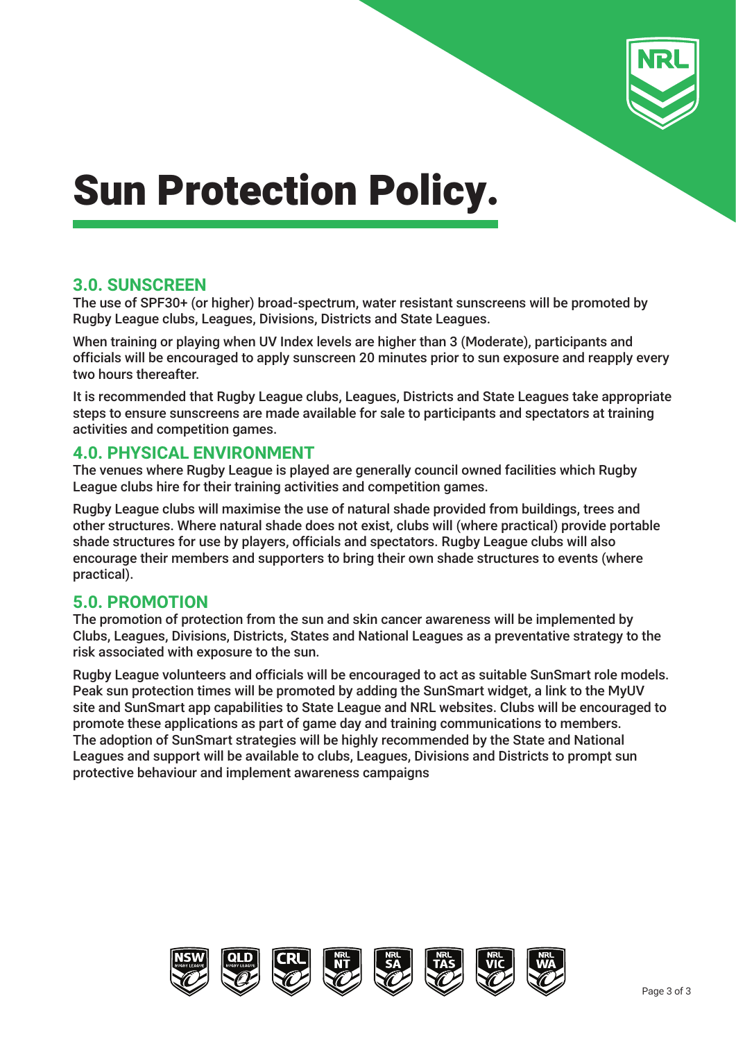# Sun Protection Policy.

## 3.0. SUNSCREEN

The use of SPF30+ (or higher) broad-spectrum, water resistant sunscreens will be promoted by Rugby League clubs, Leagues, Divisions, Districts and State Leagues.

When training or playing when UV Index levels are higher than 3 (Moderate), participants and officials will be encouraged to apply sunscreen 20 minutes prior to sun exposure and reapply every two hours thereafter.

It is recommended that Rugby League clubs, Leagues, Districts and State Leagues take appropriate steps to ensure sunscreens are made available for sale to participants and spectators at training activities and competition games.

## 4.0. PHYSICAL ENVIRONMENT

The venues where Rugby League is played are generally council owned facilities which Rugby League clubs hire for their training activities and competition games.

Rugby League clubs will maximise the use of natural shade provided from buildings, trees and other structures. Where natural shade does not exist, clubs will (where practical) provide portable shade structures for use by players, officials and spectators. Rugby League clubs will also encourage their members and supporters to bring their own shade structures to events (where practical).

## 5.0. PROMOTION

The promotion of protection from the sun and skin cancer awareness will be implemented by Clubs, Leagues, Divisions, Districts, States and National Leagues as a preventative strategy to the risk associated with exposure to the sun.

Rugby League volunteers and officials will be encouraged to act as suitable SunSmart role models. Peak sun protection times will be promoted by adding the SunSmart widget, a link to the MyUV site and SunSmart app capabilities to State League and NRL websites. Clubs will be encouraged to promote these applications as part of game day and training communications to members. The adoption of SunSmart strategies will be highly recommended by the State and National Leagues and support will be available to clubs, Leagues, Divisions and Districts to prompt sun protective behaviour and implement awareness campaigns